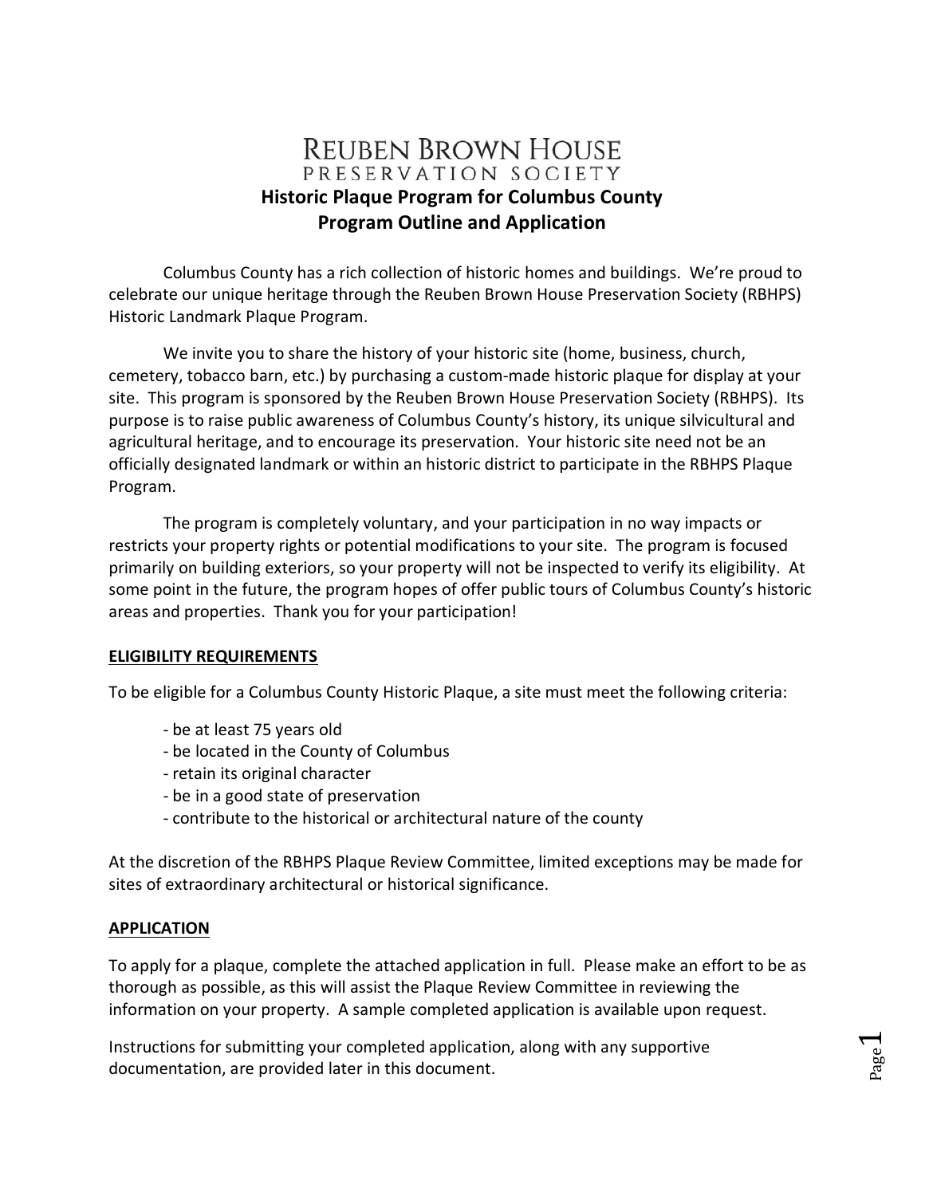# Reuben Brown House
## Preservation Society

**Historic Plaque Program for Columbus County**
**Program Outline and Application**

Columbus County has a rich collection of historic homes and buildings. We're proud to celebrate our unique heritage through the Reuben Brown House Preservation Society (RBHPS) Historic Landmark Plaque Program.

We invite you to share the history of your historic site (home, business, church, cemetery, tobacco barn, etc.) by purchasing a custom-made historic plaque for display at your site. This program is sponsored by the Reuben Brown House Preservation Society (RBHPS). Its purpose is to raise public awareness of Columbus County's history, its unique silvicultural and agricultural heritage, and to encourage its preservation. Your historic site need not be an officially designated landmark or within an historic district to participate in the RBHPS Plaque Program.

The program is completely voluntary, and your participation in no way impacts or restricts your property rights or potential modifications to your site. The program is focused primarily on building exteriors, so your property will not be inspected to verify its eligibility. At some point in the future, the program hopes of offer public tours of Columbus County's historic areas and properties. Thank you for your participation!

### ELIGIBILITY REQUIREMENTS

To be eligible for a Columbus County Historic Plaque, a site must meet the following criteria:

- be at least 75 years old
- be located in the County of Columbus
- retain its original character
- be in a good state of preservation
- contribute to the historical or architectural nature of the county

At the discretion of the RBHPS Plaque Review Committee, limited exceptions may be made for sites of extraordinary architectural or historical significance.

### APPLICATION

To apply for a plaque, complete the attached application in full. Please make an effort to be as thorough as possible, as this will assist the Plaque Review Committee in reviewing the information on your property. A sample completed application is available upon request.

Instructions for submitting your completed application, along with any supportive documentation, are provided later in this document.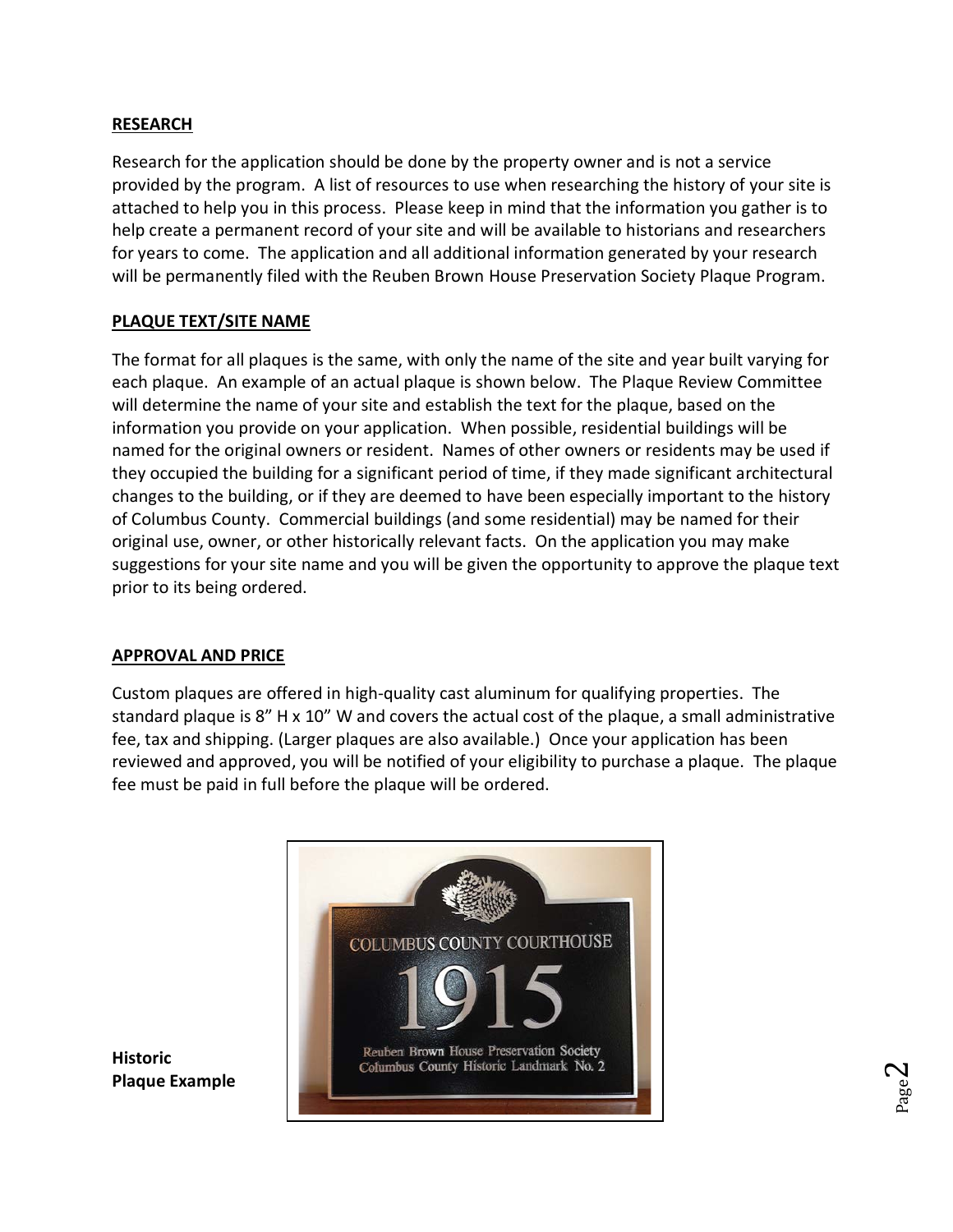## RESEARCH

Research for the application should be done by the property owner and is not a service provided by the program. A list of resources to use when researching the history of your site is attached to help you in this process. Please keep in mind that the information you gather is to help create a permanent record of your site and will be available to historians and researchers for years to come. The application and all additional information generated by your research will be permanently filed with the Reuben Brown House Preservation Society Plaque Program.

## PLAQUE TEXT/SITE NAME

The format for all plaques is the same, with only the name of the site and year built varying for each plaque. An example of an actual plaque is shown below. The Plaque Review Committee will determine the name of your site and establish the text for the plaque, based on the information you provide on your application. When possible, residential buildings will be named for the original owners or resident. Names of other owners or residents may be used if they occupied the building for a significant period of time, if they made significant architectural changes to the building, or if they are deemed to have been especially important to the history of Columbus County. Commercial buildings (and some residential) may be named for their original use, owner, or other historically relevant facts. On the application you may make suggestions for your site name and you will be given the opportunity to approve the plaque text prior to its being ordered.

## APPROVAL AND PRICE

Custom plaques are offered in high-quality cast aluminum for qualifying properties. The standard plaque is 8" H x 10" W and covers the actual cost of the plaque, a small administrative fee, tax and shipping. (Larger plaques are also available.) Once your application has been reviewed and approved, you will be notified of your eligibility to purchase a plaque. The plaque fee must be paid in full before the plaque will be ordered.

**Historic Plaque Example**

COLUMBUS COUNTY COURTHOUSE

1915

Reuben Brown House Preservation Society
Columbus County Historic Landmark No. 2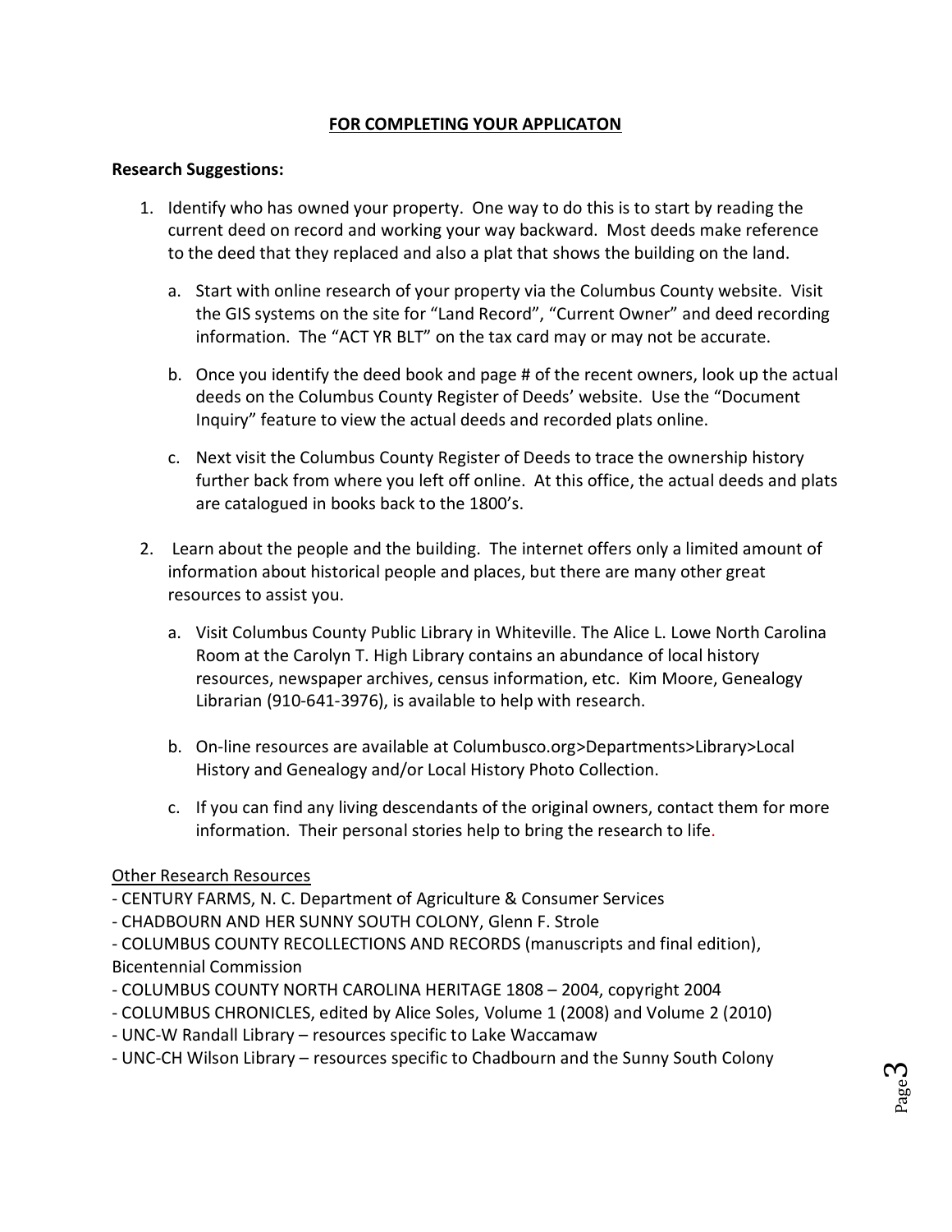**FOR COMPLETING YOUR APPLICATON**

**Research Suggestions:**

1. Identify who has owned your property. One way to do this is to start by reading the current deed on record and working your way backward. Most deeds make reference to the deed that they replaced and also a plat that shows the building on the land.

    a. Start with online research of your property via the Columbus County website. Visit the GIS systems on the site for "Land Record", "Current Owner" and deed recording information. The "ACT YR BLT" on the tax card may or may not be accurate.

    b. Once you identify the deed book and page # of the recent owners, look up the actual deeds on the Columbus County Register of Deeds' website. Use the "Document Inquiry" feature to view the actual deeds and recorded plats online.

    c. Next visit the Columbus County Register of Deeds to trace the ownership history further back from where you left off online. At this office, the actual deeds and plats are catalogued in books back to the 1800's.

2. Learn about the people and the building. The internet offers only a limited amount of information about historical people and places, but there are many other great resources to assist you.

    a. Visit Columbus County Public Library in Whiteville. The Alice L. Lowe North Carolina Room at the Carolyn T. High Library contains an abundance of local history resources, newspaper archives, census information, etc. Kim Moore, Genealogy Librarian (910-641-3976), is available to help with research.

    b. On-line resources are available at Columbusco.org>Departments>Library>Local History and Genealogy and/or Local History Photo Collection.

    c. If you can find any living descendants of the original owners, contact them for more information. Their personal stories help to bring the research to life.

<u>Other Research Resources</u>

- CENTURY FARMS, N. C. Department of Agriculture & Consumer Services
- CHADBOURN AND HER SUNNY SOUTH COLONY, Glenn F. Strole
- COLUMBUS COUNTY RECOLLECTIONS AND RECORDS (manuscripts and final edition), Bicentennial Commission
- COLUMBUS COUNTY NORTH CAROLINA HERITAGE 1808 – 2004, copyright 2004
- COLUMBUS CHRONICLES, edited by Alice Soles, Volume 1 (2008) and Volume 2 (2010)
- UNC-W Randall Library – resources specific to Lake Waccamaw
- UNC-CH Wilson Library – resources specific to Chadbourn and the Sunny South Colony